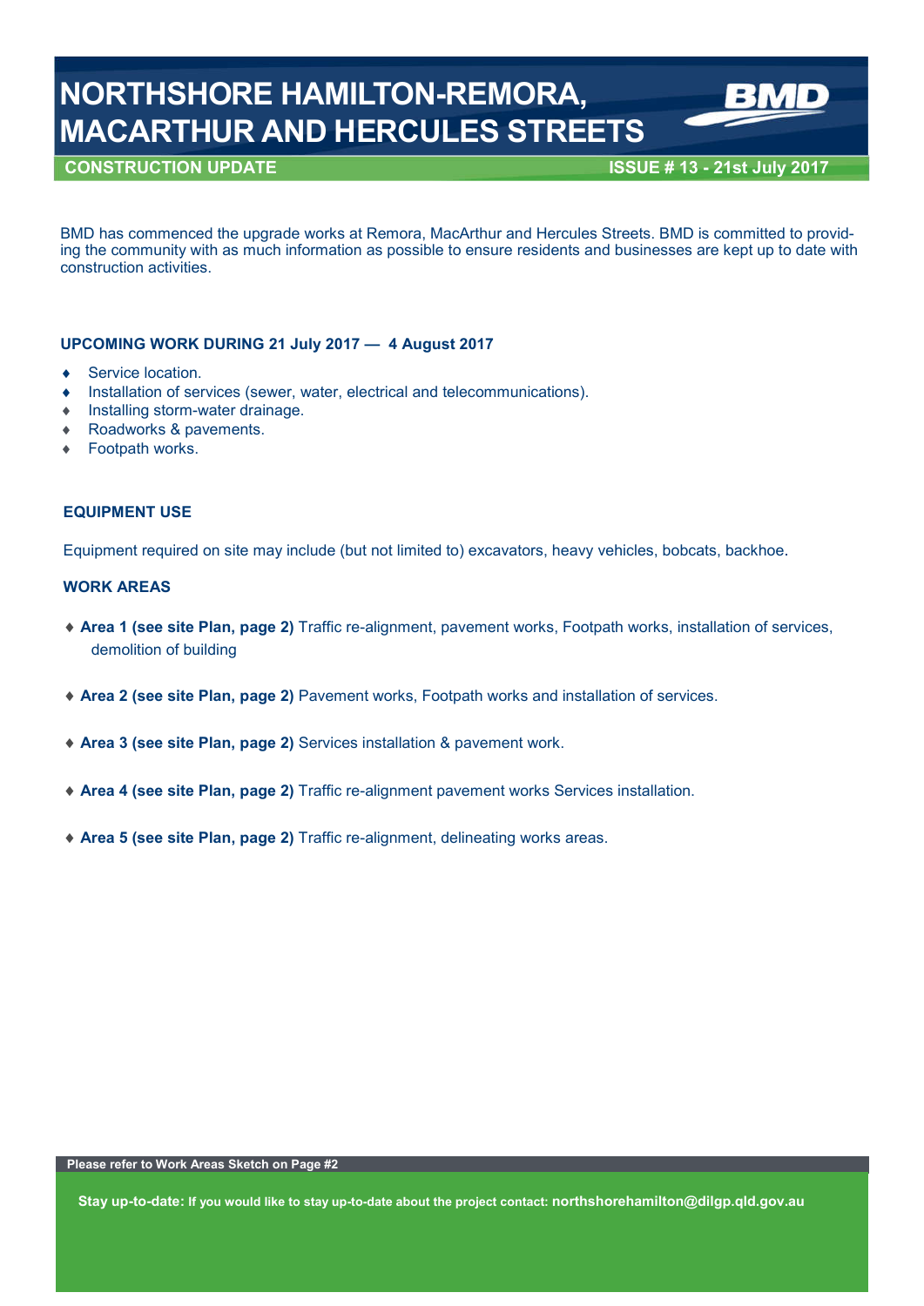# NORTHSHORE HAMILTON-REMORA, MACARTHUR AND HERCULES STREETS

**CONSTRUCTION UPDATE** — **ISSUE # 13 - 21st July 2017**

BMD has commenced the upgrade works at Remora, MacArthur and Hercules Streets. BMD is committed to providing the community with as much information as possible to ensure residents and businesses are kept up to date with construction activities.

## UPCOMING WORK DURING 21 July 2017 — 4 August 2017

- Service location.
- Installation of services (sewer, water, electrical and telecommunications).
- Installing storm-water drainage.
- Roadworks & pavements.
- Footpath works.

## EQUIPMENT USE

Equipment required on site may include (but not limited to) excavators, heavy vehicles, bobcats, backhoe.

## WORK AREAS

- **Area 1 (see site Plan, page 2)** Traffic re-alignment, pavement works, Footpath works, installation of services, demolition of building
- **Area 2 (see site Plan, page 2)** Pavement works, Footpath works and installation of services.
- **Area 3 (see site Plan, page 2)** Services installation & pavement work.
- **Area 4 (see site Plan, page 2)** Traffic re-alignment pavement works Services installation.
- **Area 5 (see site Plan, page 2)** Traffic re-alignment, delineating works areas.

**Please refer to Work Areas Sketch on Page #2**

**Stay up-to-date:** If you would like to stay up-to-date about the project contact: **northshorehamilton@dilgp.qld.gov.au**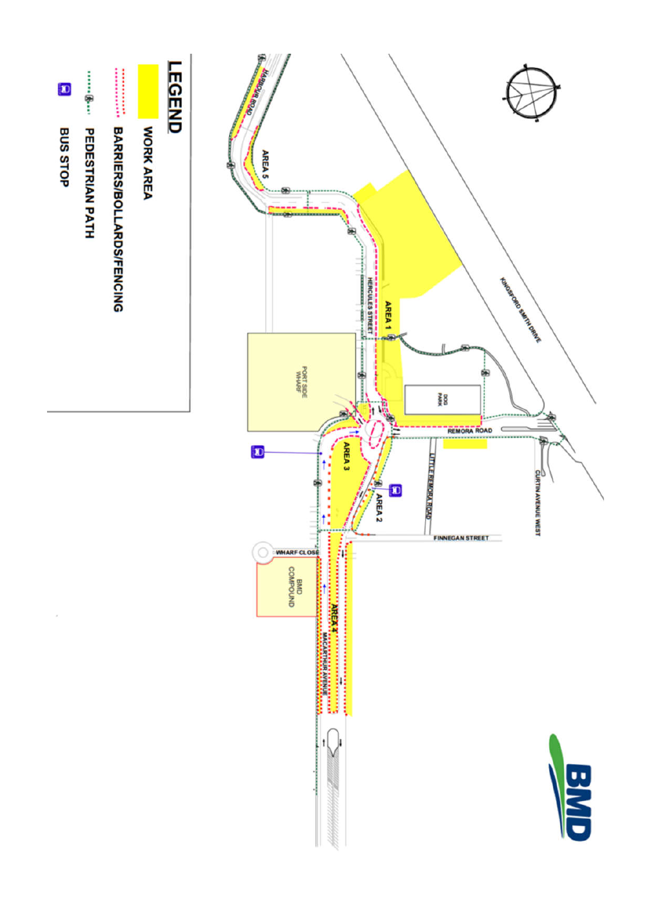# LEGEND

- WORK AREA
- BARRIERS/BOLLARDS/FENCING
- PEDESTRIAN PATH
- BUS STOP

KINGSFORD SMITH DRIVE

HARBOUR ROAD

AREA 5

AREA 1

HERCULES STREET

DOG PARK

PORT SIDE WHARF

REMORA ROAD

CURTIN AVENUE WEST

LITTLE REMORA ROAD

AREA 3

AREA 2

FINNEGAN STREET

WHARF CLOSE

BMD COMPOUND

AREA 4

MACARTHUR AVENUE

BMD